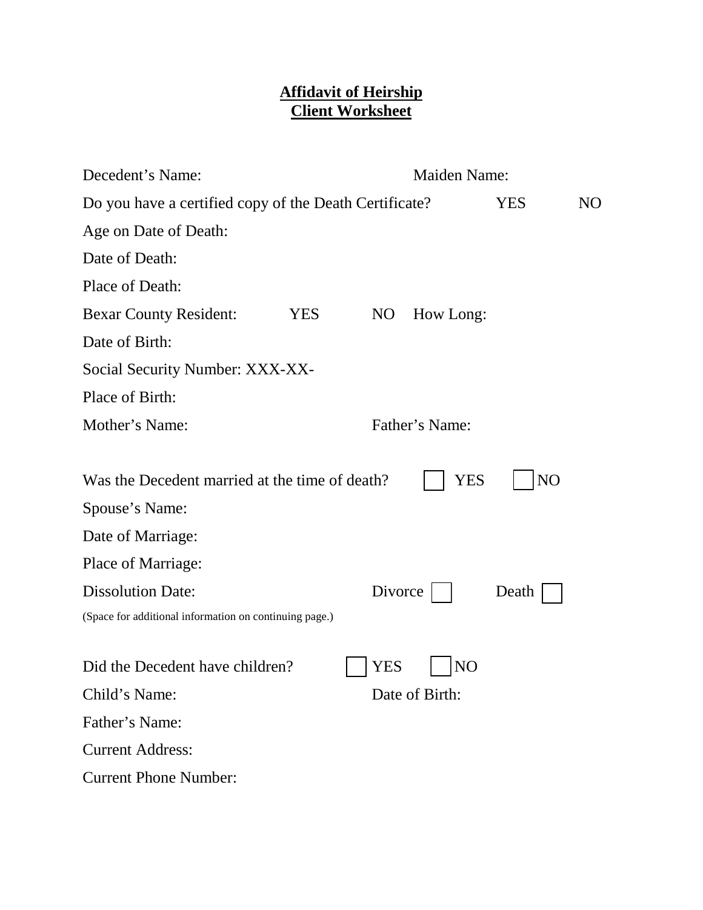# Affidavit of Heirship
## Client Worksheet

Decedent's Name: Maiden Name:

Do you have a certified copy of the Death Certificate? YES NO

Age on Date of Death:

Date of Death:

Place of Death:

Bexar County Resident: YES NO How Long:

Date of Birth:

Social Security Number: XXX-XX-

Place of Birth:

Mother's Name: Father's Name:

Was the Decedent married at the time of death? ☐ YES ☐ NO

Spouse's Name:

Date of Marriage:

Place of Marriage:

Dissolution Date: Divorce ☐ Death ☐

(Space for additional information on continuing page.)

Did the Decedent have children? ☐ YES ☐ NO

Child's Name: Date of Birth:

Father's Name:

Current Address:

Current Phone Number: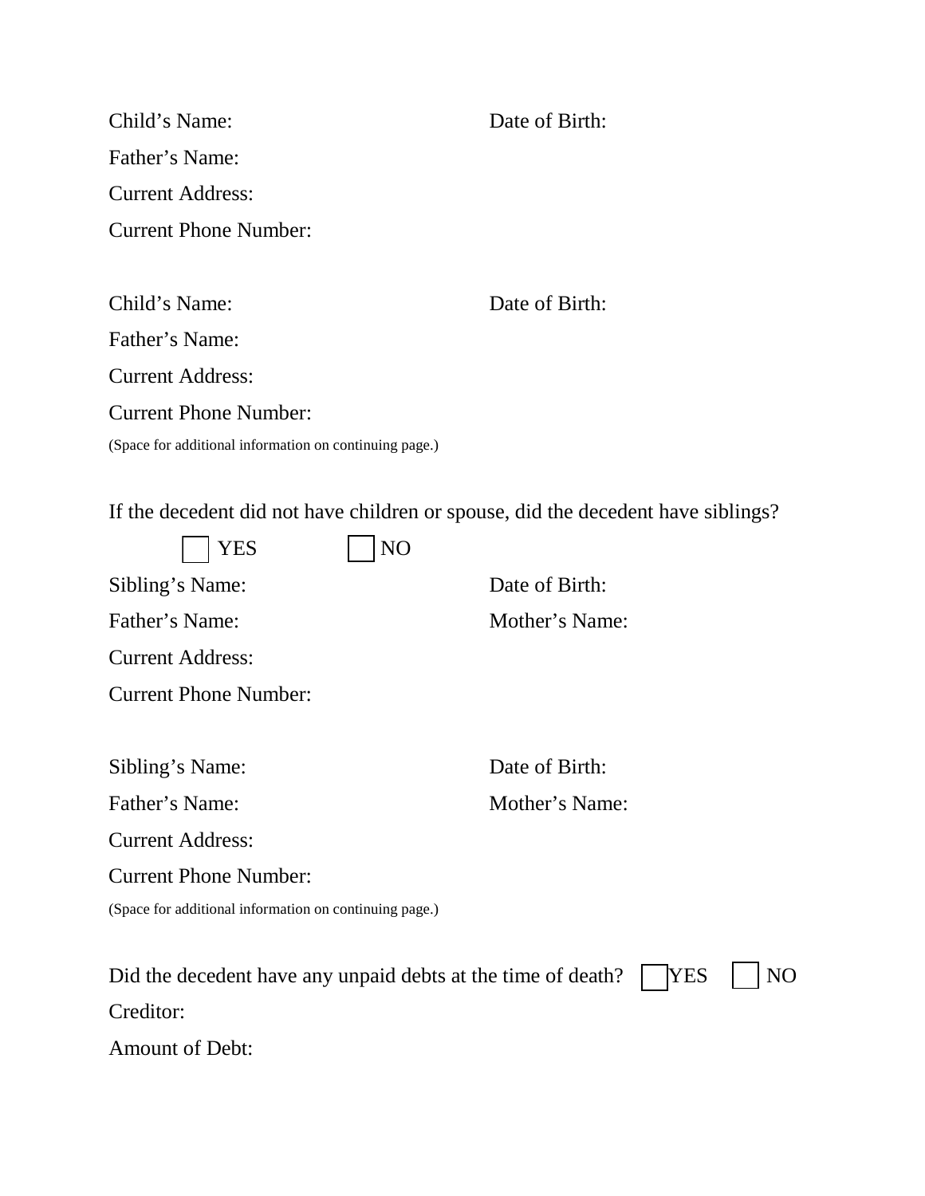Child's Name: Date of Birth:

Father's Name:

Current Address:

Current Phone Number:

Child's Name: Date of Birth:

Father's Name:

Current Address:

Current Phone Number:

(Space for additional information on continuing page.)

If the decedent did not have children or spouse, did the decedent have siblings?

☐ YES ☐ NO

Sibling's Name: Date of Birth:

Father's Name: Mother's Name:

Current Address:

Current Phone Number:

Sibling's Name: Date of Birth:

Father's Name: Mother's Name:

Current Address:

Current Phone Number:

(Space for additional information on continuing page.)

Did the decedent have any unpaid debts at the time of death? ☐ YES ☐ NO

Creditor:

Amount of Debt: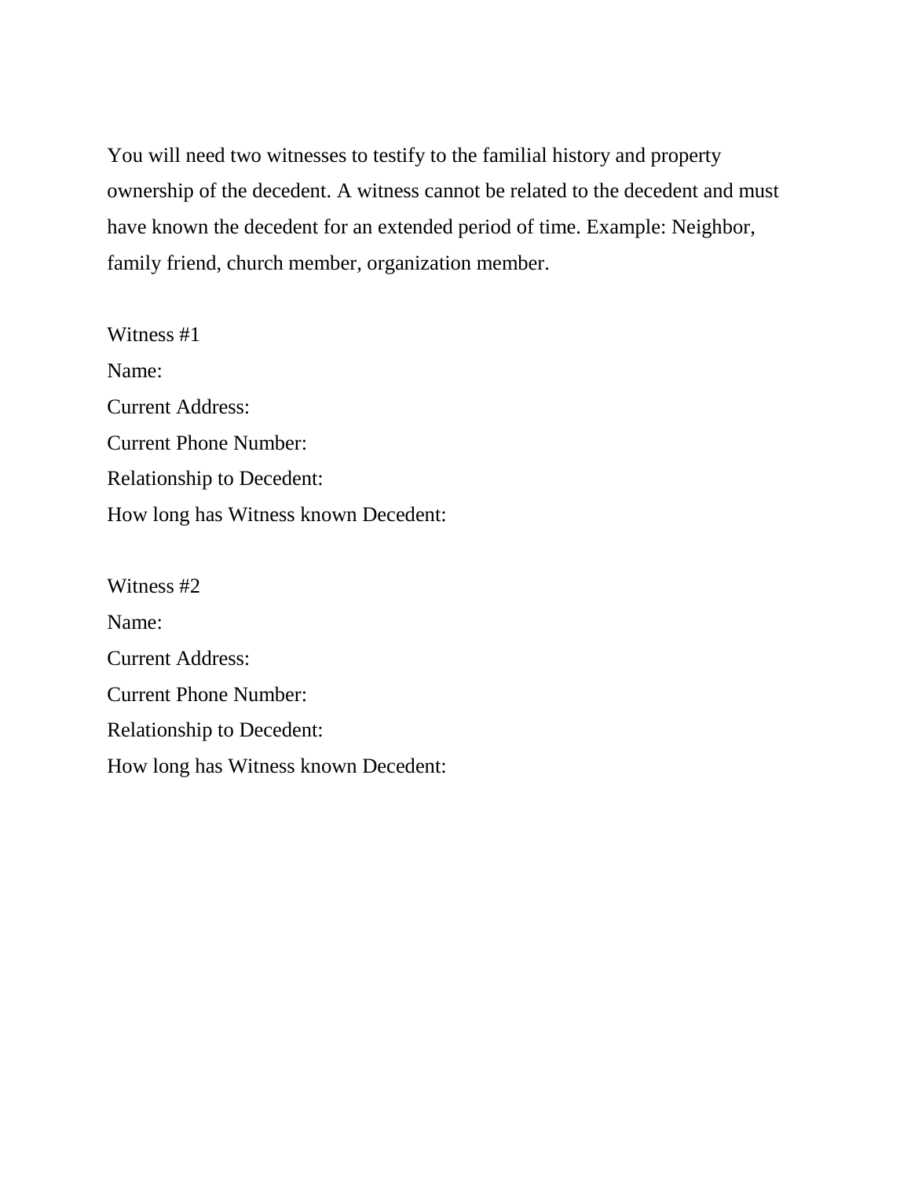You will need two witnesses to testify to the familial history and property ownership of the decedent. A witness cannot be related to the decedent and must have known the decedent for an extended period of time. Example: Neighbor, family friend, church member, organization member.

Witness #1
Name:
Current Address:
Current Phone Number:
Relationship to Decedent:
How long has Witness known Decedent:

Witness #2
Name:
Current Address:
Current Phone Number:
Relationship to Decedent:
How long has Witness known Decedent: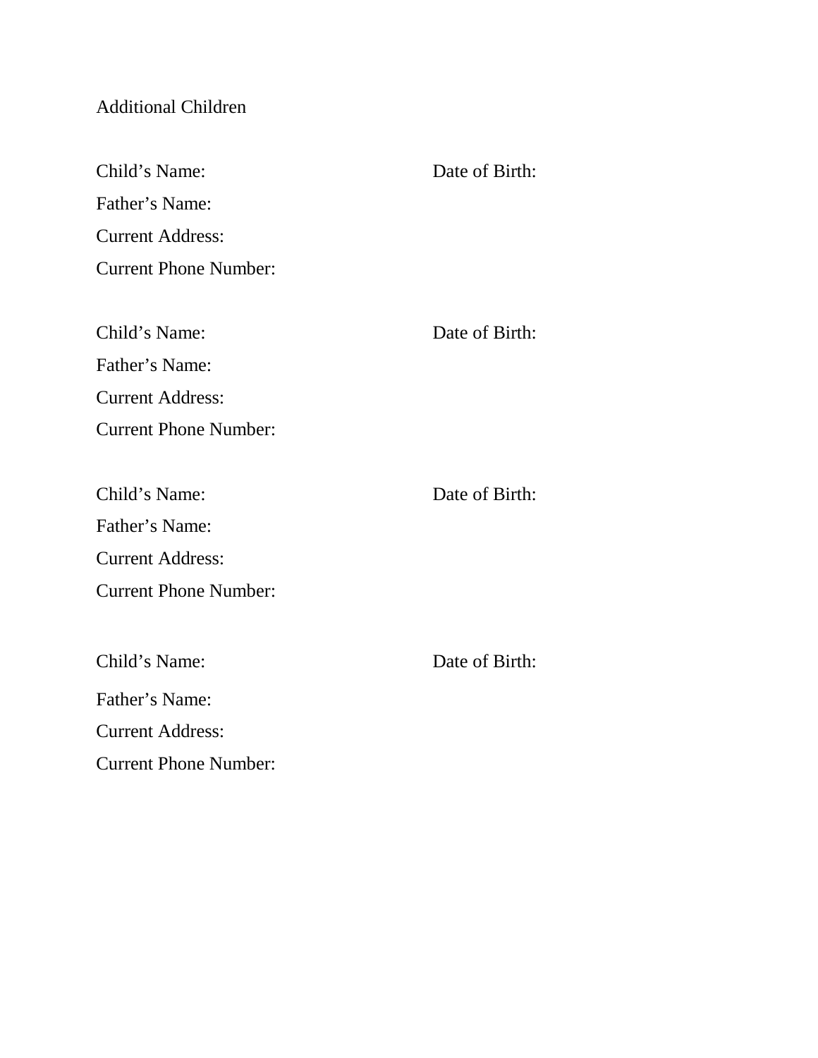Additional Children

Child's Name: Date of Birth:

Father's Name:

Current Address:

Current Phone Number:

Child's Name: Date of Birth:

Father's Name:

Current Address:

Current Phone Number:

Child's Name: Date of Birth:

Father's Name:

Current Address:

Current Phone Number:

Child's Name: Date of Birth:

Father's Name:

Current Address:

Current Phone Number: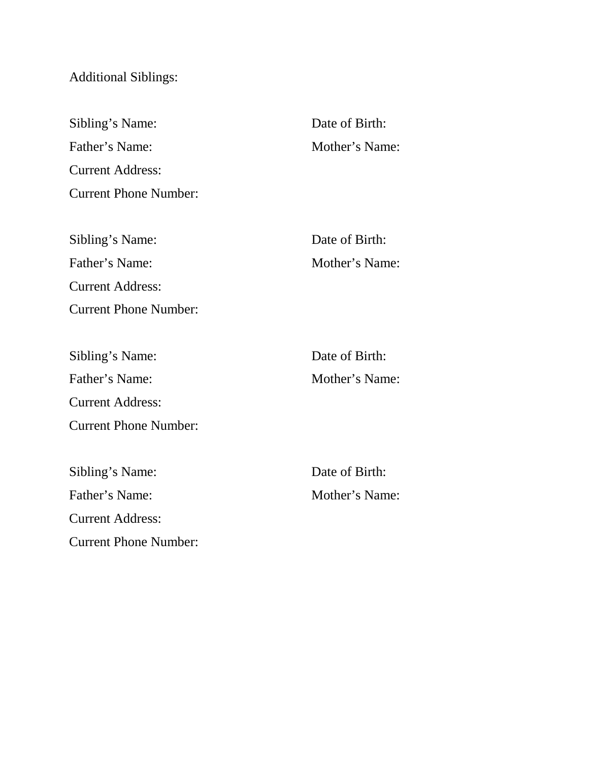Additional Siblings:

Sibling's Name: Date of Birth:
Father's Name: Mother's Name:
Current Address:
Current Phone Number:

Sibling's Name: Date of Birth:
Father's Name: Mother's Name:
Current Address:
Current Phone Number:

Sibling's Name: Date of Birth:
Father's Name: Mother's Name:
Current Address:
Current Phone Number:

Sibling's Name: Date of Birth:
Father's Name: Mother's Name:
Current Address:
Current Phone Number: